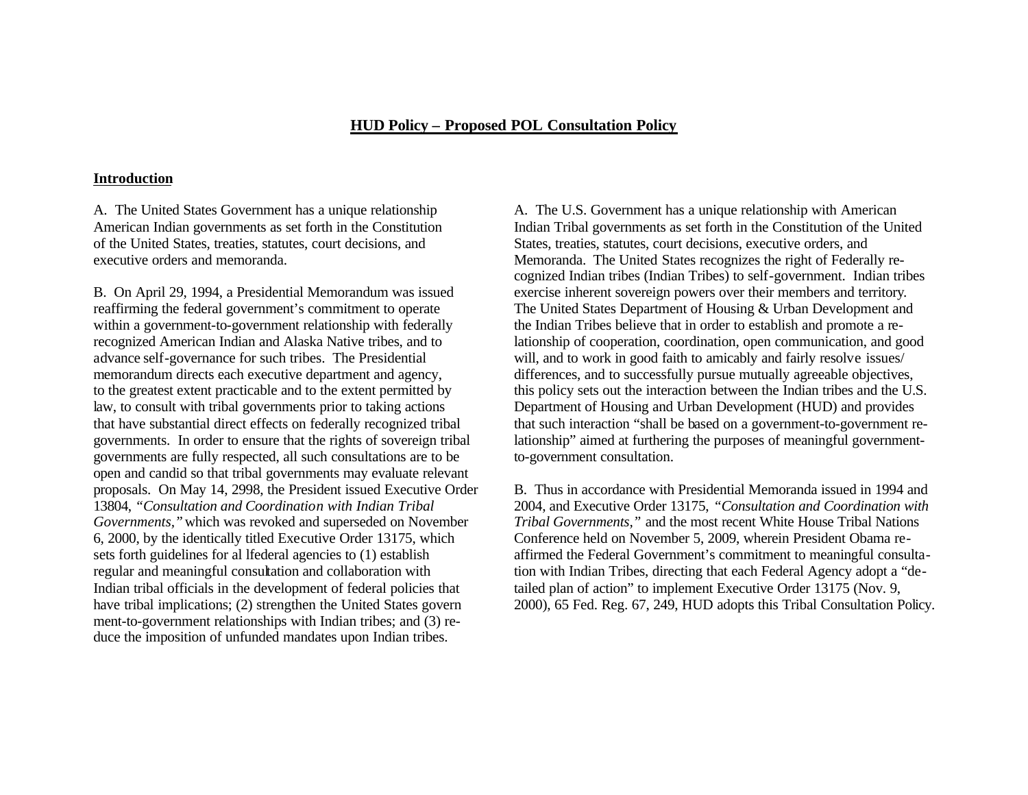## HUD Policy – Proposed POL Consultation Policy

### Introduction

A. The United States Government has a unique relationship American Indian governments as set forth in the Constitution of the United States, treaties, statutes, court decisions, and executive orders and memoranda.

B. On April 29, 1994, a Presidential Memorandum was issued reaffirming the federal government's commitment to operate within a government-to-government relationship with federally recognized American Indian and Alaska Native tribes, and to advance self-governance for such tribes. The Presidential memorandum directs each executive department and agency, to the greatest extent practicable and to the extent permitted by law, to consult with tribal governments prior to taking actions that have substantial direct effects on federally recognized tribal governments. In order to ensure that the rights of sovereign tribal governments are fully respected, all such consultations are to be open and candid so that tribal governments may evaluate relevant proposals. On May 14, 2998, the President issued Executive Order 13804, *"Consultation and Coordination with Indian Tribal Governments,"* which was revoked and superseded on November 6, 2000, by the identically titled Executive Order 13175, which sets forth guidelines for al lfederal agencies to (1) establish regular and meaningful consultation and collaboration with Indian tribal officials in the development of federal policies that have tribal implications; (2) strengthen the United States govern ment-to-government relationships with Indian tribes; and (3) reduce the imposition of unfunded mandates upon Indian tribes.

A. The U.S. Government has a unique relationship with American Indian Tribal governments as set forth in the Constitution of the United States, treaties, statutes, court decisions, executive orders, and Memoranda. The United States recognizes the right of Federally recognized Indian tribes (Indian Tribes) to self-government. Indian tribes exercise inherent sovereign powers over their members and territory. The United States Department of Housing & Urban Development and the Indian Tribes believe that in order to establish and promote a relationship of cooperation, coordination, open communication, and good will, and to work in good faith to amicably and fairly resolve issues/ differences, and to successfully pursue mutually agreeable objectives, this policy sets out the interaction between the Indian tribes and the U.S. Department of Housing and Urban Development (HUD) and provides that such interaction "shall be based on a government-to-government relationship" aimed at furthering the purposes of meaningful government-to-government consultation.

B. Thus in accordance with Presidential Memoranda issued in 1994 and 2004, and Executive Order 13175, *"Consultation and Coordination with Tribal Governments,"* and the most recent White House Tribal Nations Conference held on November 5, 2009, wherein President Obama reaffirmed the Federal Government's commitment to meaningful consultation with Indian Tribes, directing that each Federal Agency adopt a "detailed plan of action" to implement Executive Order 13175 (Nov. 9, 2000), 65 Fed. Reg. 67, 249, HUD adopts this Tribal Consultation Policy.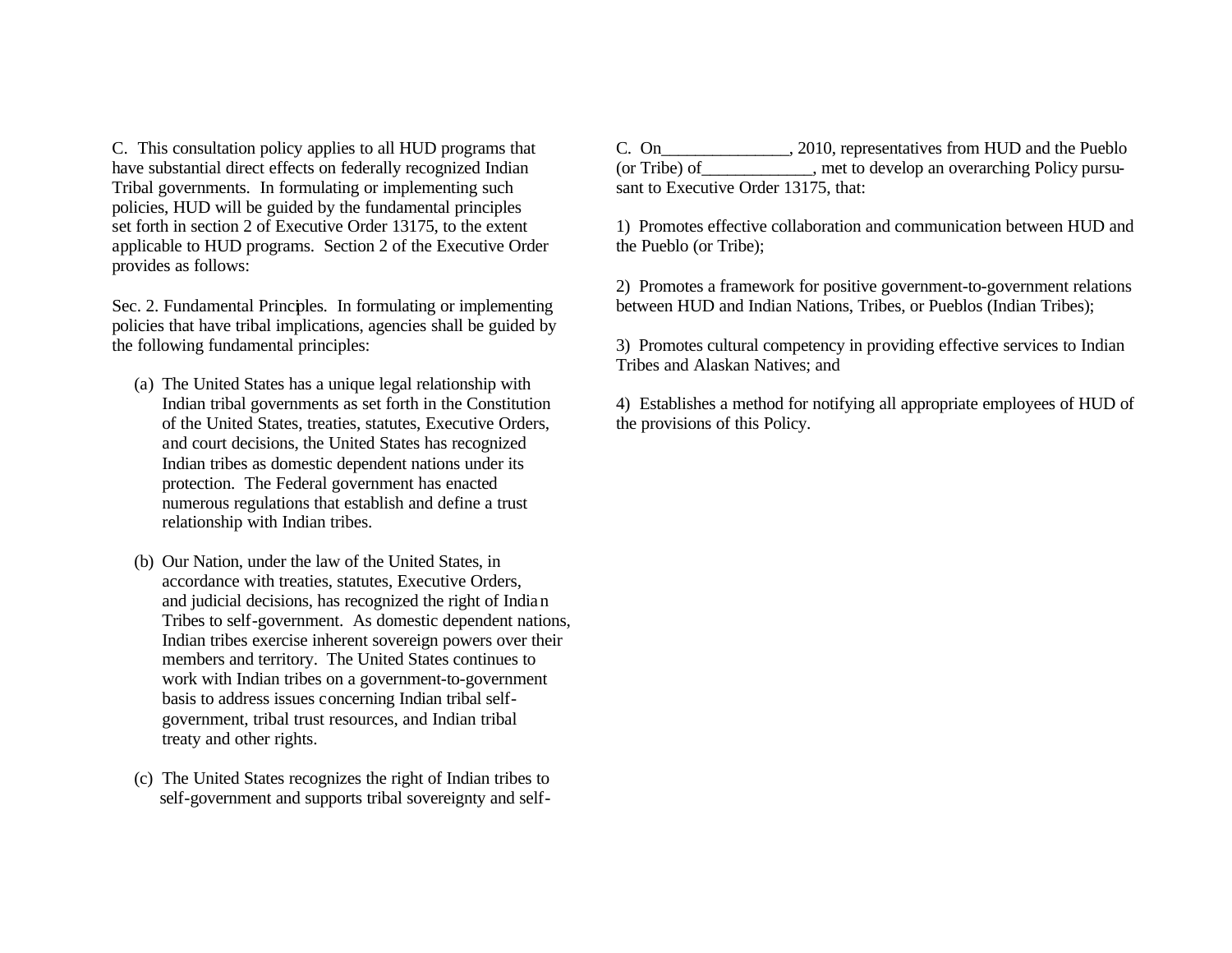C. This consultation policy applies to all HUD programs that have substantial direct effects on federally recognized Indian Tribal governments. In formulating or implementing such policies, HUD will be guided by the fundamental principles set forth in section 2 of Executive Order 13175, to the extent applicable to HUD programs. Section 2 of the Executive Order provides as follows:

Sec. 2. Fundamental Principles. In formulating or implementing policies that have tribal implications, agencies shall be guided by the following fundamental principles:

(a) The United States has a unique legal relationship with Indian tribal governments as set forth in the Constitution of the United States, treaties, statutes, Executive Orders, and court decisions, the United States has recognized Indian tribes as domestic dependent nations under its protection. The Federal government has enacted numerous regulations that establish and define a trust relationship with Indian tribes.

(b) Our Nation, under the law of the United States, in accordance with treaties, statutes, Executive Orders, and judicial decisions, has recognized the right of Indian Tribes to self-government. As domestic dependent nations, Indian tribes exercise inherent sovereign powers over their members and territory. The United States continues to work with Indian tribes on a government-to-government basis to address issues concerning Indian tribal self-government, tribal trust resources, and Indian tribal treaty and other rights.

(c) The United States recognizes the right of Indian tribes to self-government and supports tribal sovereignty and self-

C. On_______________, 2010, representatives from HUD and the Pueblo (or Tribe) of_____________, met to develop an overarching Policy pursuant to Executive Order 13175, that:

1) Promotes effective collaboration and communication between HUD and the Pueblo (or Tribe);

2) Promotes a framework for positive government-to-government relations between HUD and Indian Nations, Tribes, or Pueblos (Indian Tribes);

3) Promotes cultural competency in providing effective services to Indian Tribes and Alaskan Natives; and

4) Establishes a method for notifying all appropriate employees of HUD of the provisions of this Policy.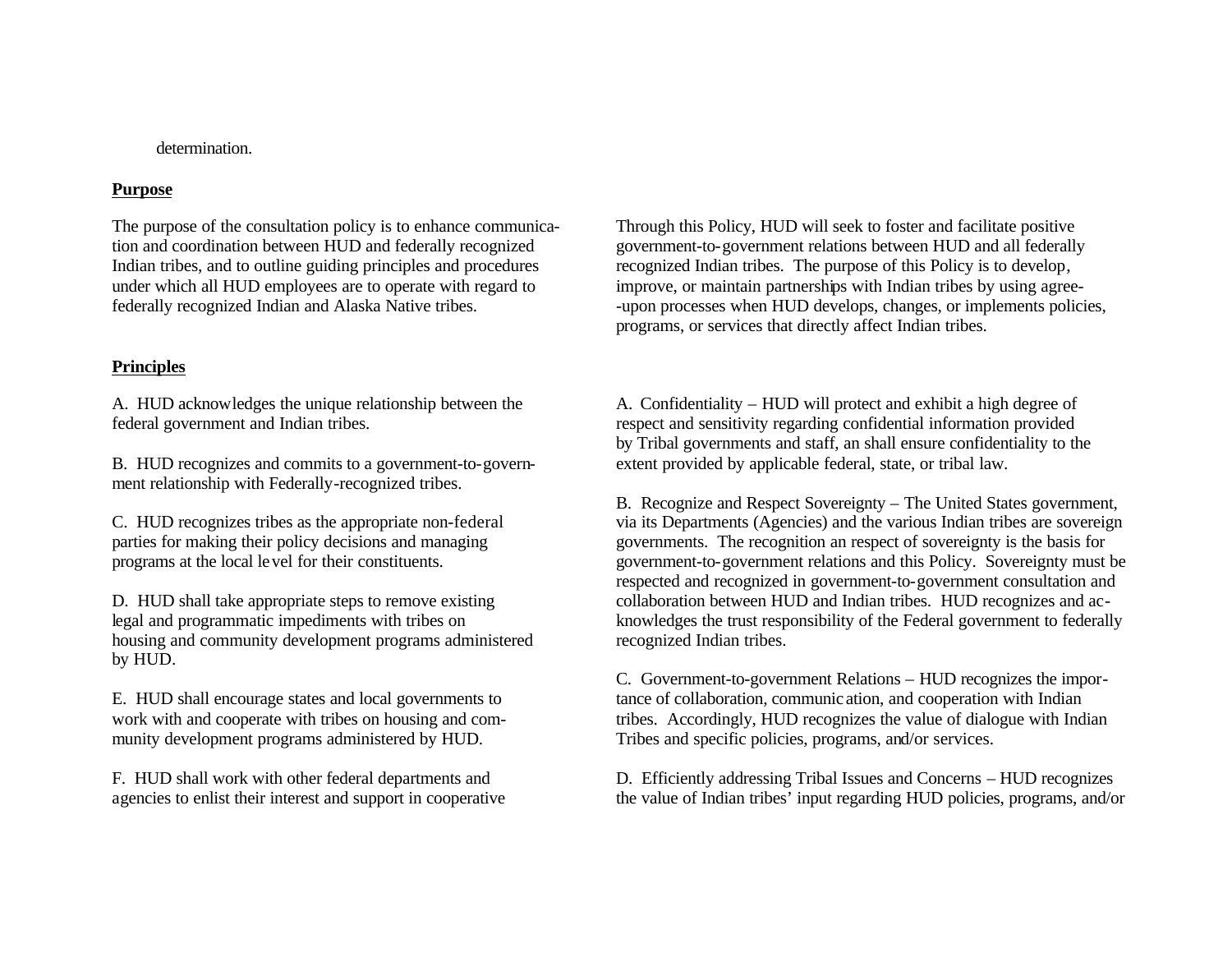determination.

**Purpose**

The purpose of the consultation policy is to enhance communication and coordination between HUD and federally recognized Indian tribes, and to outline guiding principles and procedures under which all HUD employees are to operate with regard to federally recognized Indian and Alaska Native tribes.

**Principles**

A. HUD acknowledges the unique relationship between the federal government and Indian tribes.

B. HUD recognizes and commits to a government-to-government relationship with Federally-recognized tribes.

C. HUD recognizes tribes as the appropriate non-federal parties for making their policy decisions and managing programs at the local level for their constituents.

D. HUD shall take appropriate steps to remove existing legal and programmatic impediments with tribes on housing and community development programs administered by HUD.

E. HUD shall encourage states and local governments to work with and cooperate with tribes on housing and community development programs administered by HUD.

F. HUD shall work with other federal departments and agencies to enlist their interest and support in cooperative

Through this Policy, HUD will seek to foster and facilitate positive government-to-government relations between HUD and all federally recognized Indian tribes. The purpose of this Policy is to develop, improve, or maintain partnerships with Indian tribes by using agree--upon processes when HUD develops, changes, or implements policies, programs, or services that directly affect Indian tribes.

A. Confidentiality – HUD will protect and exhibit a high degree of respect and sensitivity regarding confidential information provided by Tribal governments and staff, an shall ensure confidentiality to the extent provided by applicable federal, state, or tribal law.

B. Recognize and Respect Sovereignty – The United States government, via its Departments (Agencies) and the various Indian tribes are sovereign governments. The recognition an respect of sovereignty is the basis for government-to-government relations and this Policy. Sovereignty must be respected and recognized in government-to-government consultation and collaboration between HUD and Indian tribes. HUD recognizes and acknowledges the trust responsibility of the Federal government to federally recognized Indian tribes.

C. Government-to-government Relations – HUD recognizes the importance of collaboration, communication, and cooperation with Indian tribes. Accordingly, HUD recognizes the value of dialogue with Indian Tribes and specific policies, programs, and/or services.

D. Efficiently addressing Tribal Issues and Concerns – HUD recognizes the value of Indian tribes' input regarding HUD policies, programs, and/or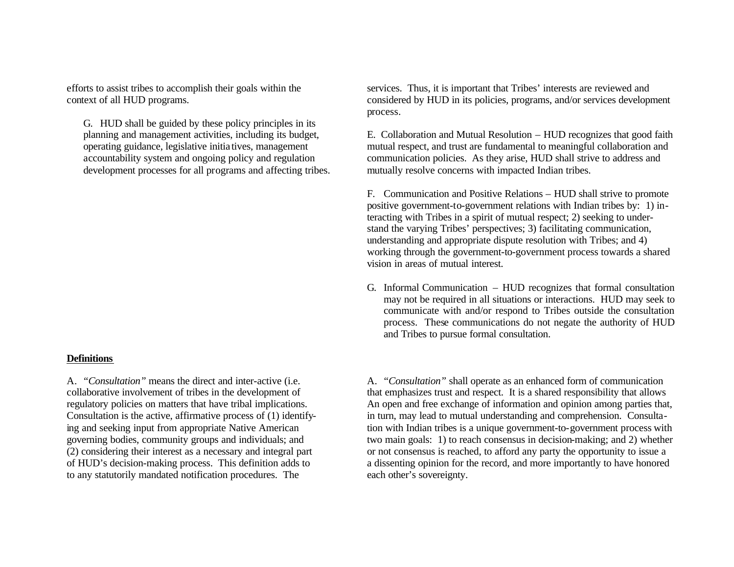efforts to assist tribes to accomplish their goals within the context of all HUD programs.

G. HUD shall be guided by these policy principles in its planning and management activities, including its budget, operating guidance, legislative initiatives, management accountability system and ongoing policy and regulation development processes for all programs and affecting tribes.

services. Thus, it is important that Tribes' interests are reviewed and considered by HUD in its policies, programs, and/or services development process.

E. Collaboration and Mutual Resolution – HUD recognizes that good faith mutual respect, and trust are fundamental to meaningful collaboration and communication policies. As they arise, HUD shall strive to address and mutually resolve concerns with impacted Indian tribes.

F. Communication and Positive Relations – HUD shall strive to promote positive government-to-government relations with Indian tribes by: 1) interacting with Tribes in a spirit of mutual respect; 2) seeking to understand the varying Tribes' perspectives; 3) facilitating communication, understanding and appropriate dispute resolution with Tribes; and 4) working through the government-to-government process towards a shared vision in areas of mutual interest.

G. Informal Communication – HUD recognizes that formal consultation may not be required in all situations or interactions. HUD may seek to communicate with and/or respond to Tribes outside the consultation process. These communications do not negate the authority of HUD and Tribes to pursue formal consultation.

**Definitions**

A. *"Consultation"* means the direct and inter-active (i.e. collaborative involvement of tribes in the development of regulatory policies on matters that have tribal implications. Consultation is the active, affirmative process of (1) identifying and seeking input from appropriate Native American governing bodies, community groups and individuals; and (2) considering their interest as a necessary and integral part of HUD's decision-making process. This definition adds to to any statutorily mandated notification procedures. The

A. *"Consultation"* shall operate as an enhanced form of communication that emphasizes trust and respect. It is a shared responsibility that allows An open and free exchange of information and opinion among parties that, in turn, may lead to mutual understanding and comprehension. Consultation with Indian tribes is a unique government-to-government process with two main goals: 1) to reach consensus in decision-making; and 2) whether or not consensus is reached, to afford any party the opportunity to issue a a dissenting opinion for the record, and more importantly to have honored each other's sovereignty.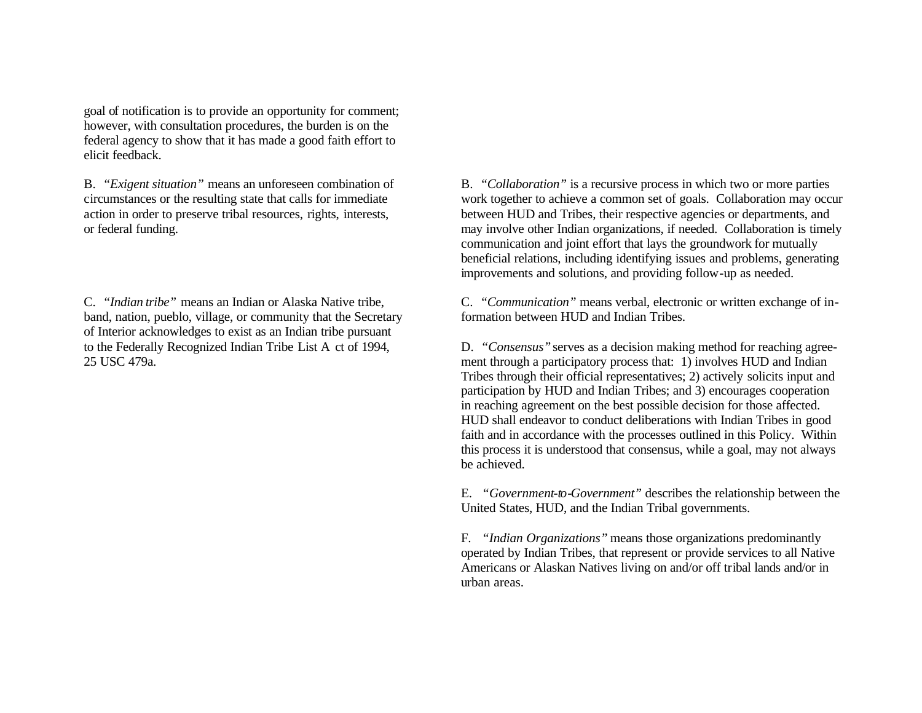goal of notification is to provide an opportunity for comment; however, with consultation procedures, the burden is on the federal agency to show that it has made a good faith effort to elicit feedback.

B. *"Exigent situation"* means an unforeseen combination of circumstances or the resulting state that calls for immediate action in order to preserve tribal resources, rights, interests, or federal funding.

C. *"Indian tribe"* means an Indian or Alaska Native tribe, band, nation, pueblo, village, or community that the Secretary of Interior acknowledges to exist as an Indian tribe pursuant to the Federally Recognized Indian Tribe List Act of 1994, 25 USC 479a.

B. *"Collaboration"* is a recursive process in which two or more parties work together to achieve a common set of goals. Collaboration may occur between HUD and Tribes, their respective agencies or departments, and may involve other Indian organizations, if needed. Collaboration is timely communication and joint effort that lays the groundwork for mutually beneficial relations, including identifying issues and problems, generating improvements and solutions, and providing follow-up as needed.

C. *"Communication"* means verbal, electronic or written exchange of information between HUD and Indian Tribes.

D. *"Consensus"* serves as a decision making method for reaching agreement through a participatory process that: 1) involves HUD and Indian Tribes through their official representatives; 2) actively solicits input and participation by HUD and Indian Tribes; and 3) encourages cooperation in reaching agreement on the best possible decision for those affected. HUD shall endeavor to conduct deliberations with Indian Tribes in good faith and in accordance with the processes outlined in this Policy. Within this process it is understood that consensus, while a goal, may not always be achieved.

E. *"Government-to-Government"* describes the relationship between the United States, HUD, and the Indian Tribal governments.

F. *"Indian Organizations"* means those organizations predominantly operated by Indian Tribes, that represent or provide services to all Native Americans or Alaskan Natives living on and/or off tribal lands and/or in urban areas.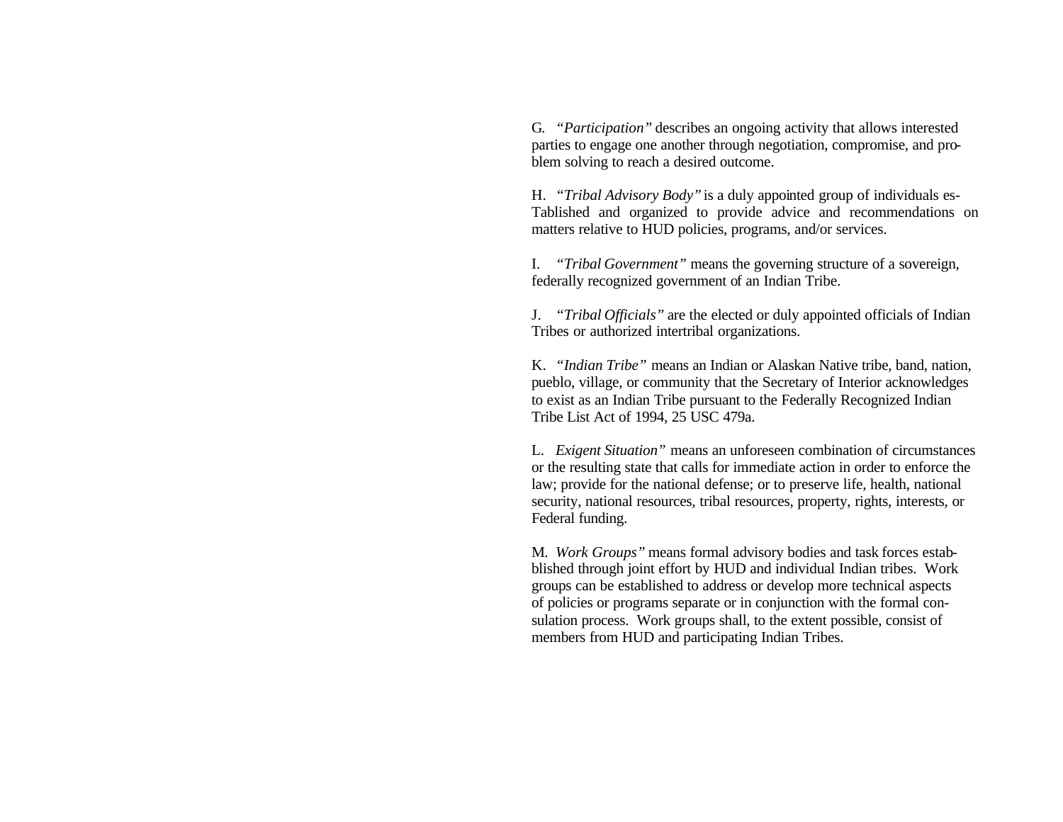G. "*Participation*" describes an ongoing activity that allows interested parties to engage one another through negotiation, compromise, and problem solving to reach a desired outcome.

H. "*Tribal Advisory Body*" is a duly appointed group of individuals es-Tablished and organized to provide advice and recommendations on matters relative to HUD policies, programs, and/or services.

I. "*Tribal Government*" means the governing structure of a sovereign, federally recognized government of an Indian Tribe.

J. "*Tribal Officials*" are the elected or duly appointed officials of Indian Tribes or authorized intertribal organizations.

K. "*Indian Tribe*" means an Indian or Alaskan Native tribe, band, nation, pueblo, village, or community that the Secretary of Interior acknowledges to exist as an Indian Tribe pursuant to the Federally Recognized Indian Tribe List Act of 1994, 25 USC 479a.

L. *Exigent Situation*" means an unforeseen combination of circumstances or the resulting state that calls for immediate action in order to enforce the law; provide for the national defense; or to preserve life, health, national security, national resources, tribal resources, property, rights, interests, or Federal funding.

M. *Work Groups*" means formal advisory bodies and task forces estabblished through joint effort by HUD and individual Indian tribes. Work groups can be established to address or develop more technical aspects of policies or programs separate or in conjunction with the formal consulation process. Work groups shall, to the extent possible, consist of members from HUD and participating Indian Tribes.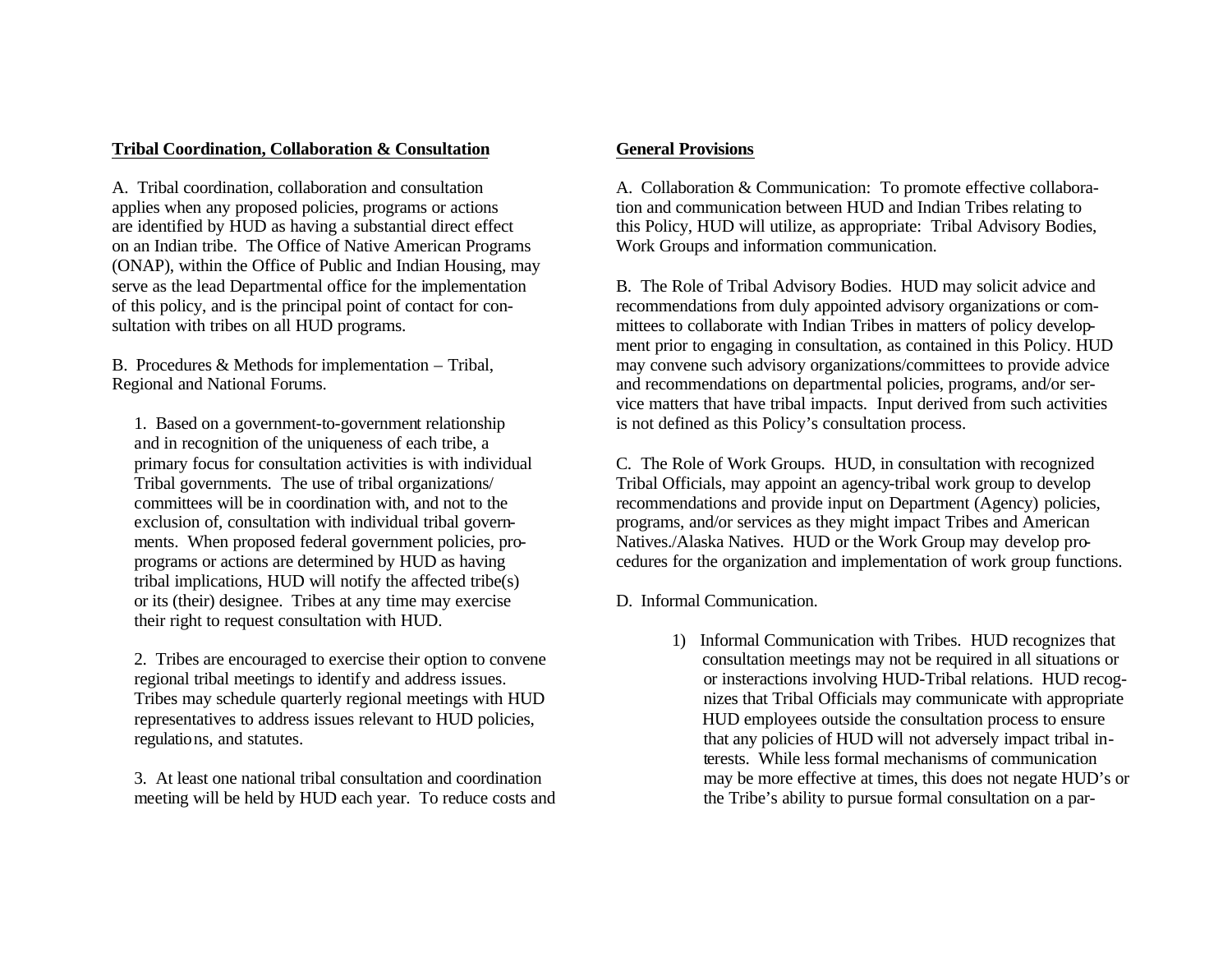## Tribal Coordination, Collaboration & Consultation

A. Tribal coordination, collaboration and consultation applies when any proposed policies, programs or actions are identified by HUD as having a substantial direct effect on an Indian tribe. The Office of Native American Programs (ONAP), within the Office of Public and Indian Housing, may serve as the lead Departmental office for the implementation of this policy, and is the principal point of contact for consultation with tribes on all HUD programs.

B. Procedures & Methods for implementation – Tribal, Regional and National Forums.

1. Based on a government-to-government relationship and in recognition of the uniqueness of each tribe, a primary focus for consultation activities is with individual Tribal governments. The use of tribal organizations/ committees will be in coordination with, and not to the exclusion of, consultation with individual tribal governments. When proposed federal government policies, proprograms or actions are determined by HUD as having tribal implications, HUD will notify the affected tribe(s) or its (their) designee. Tribes at any time may exercise their right to request consultation with HUD.

2. Tribes are encouraged to exercise their option to convene regional tribal meetings to identify and address issues. Tribes may schedule quarterly regional meetings with HUD representatives to address issues relevant to HUD policies, regulations, and statutes.

3. At least one national tribal consultation and coordination meeting will be held by HUD each year. To reduce costs and

## General Provisions

A. Collaboration & Communication: To promote effective collaboration and communication between HUD and Indian Tribes relating to this Policy, HUD will utilize, as appropriate: Tribal Advisory Bodies, Work Groups and information communication.

B. The Role of Tribal Advisory Bodies. HUD may solicit advice and recommendations from duly appointed advisory organizations or committees to collaborate with Indian Tribes in matters of policy development prior to engaging in consultation, as contained in this Policy. HUD may convene such advisory organizations/committees to provide advice and recommendations on departmental policies, programs, and/or service matters that have tribal impacts. Input derived from such activities is not defined as this Policy's consultation process.

C. The Role of Work Groups. HUD, in consultation with recognized Tribal Officials, may appoint an agency-tribal work group to develop recommendations and provide input on Department (Agency) policies, programs, and/or services as they might impact Tribes and American Natives./Alaska Natives. HUD or the Work Group may develop procedures for the organization and implementation of work group functions.

D. Informal Communication.

1) Informal Communication with Tribes. HUD recognizes that consultation meetings may not be required in all situations or or insteractions involving HUD-Tribal relations. HUD recognizes that Tribal Officials may communicate with appropriate HUD employees outside the consultation process to ensure that any policies of HUD will not adversely impact tribal interests. While less formal mechanisms of communication may be more effective at times, this does not negate HUD's or the Tribe's ability to pursue formal consultation on a par-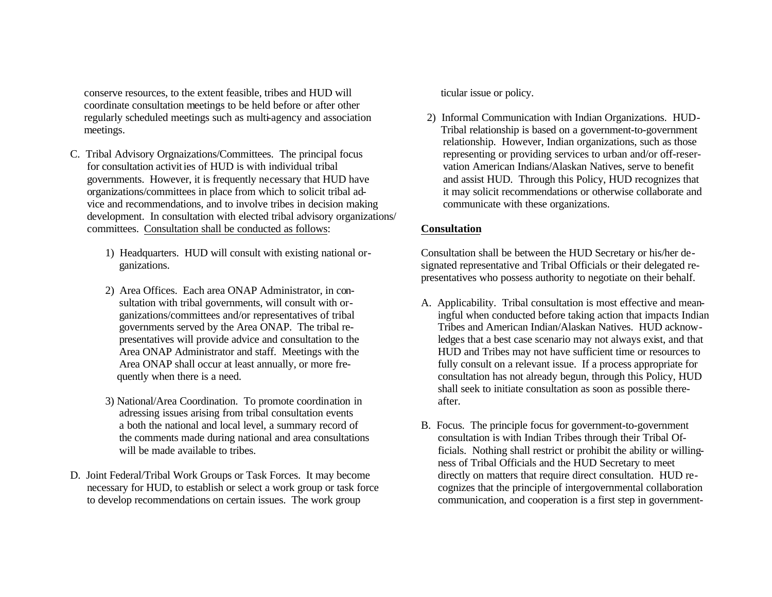conserve resources, to the extent feasible, tribes and HUD will coordinate consultation meetings to be held before or after other regularly scheduled meetings such as multi-agency and association meetings.

C. Tribal Advisory Orgnaizations/Committees. The principal focus for consultation activities of HUD is with individual tribal governments. However, it is frequently necessary that HUD have organizations/committees in place from which to solicit tribal advice and recommendations, and to involve tribes in decision making development. In consultation with elected tribal advisory organizations/committees. Consultation shall be conducted as follows:

   1) Headquarters. HUD will consult with existing national organizations.

   2) Area Offices. Each area ONAP Administrator, in consultation with tribal governments, will consult with organizations/committees and/or representatives of tribal governments served by the Area ONAP. The tribal representatives will provide advice and consultation to the Area ONAP Administrator and staff. Meetings with the Area ONAP shall occur at least annually, or more frequently when there is a need.

   3) National/Area Coordination. To promote coordination in adressing issues arising from tribal consultation events a both the national and local level, a summary record of the comments made during national and area consultations will be made available to tribes.

D. Joint Federal/Tribal Work Groups or Task Forces. It may become necessary for HUD, to establish or select a work group or task force to develop recommendations on certain issues. The work group ticular issue or policy.

   2) Informal Communication with Indian Organizations. HUD-Tribal relationship is based on a government-to-government relationship. However, Indian organizations, such as those representing or providing services to urban and/or off-reservation American Indians/Alaskan Natives, serve to benefit and assist HUD. Through this Policy, HUD recognizes that it may solicit recommendations or otherwise collaborate and communicate with these organizations.

**Consultation**

Consultation shall be between the HUD Secretary or his/her designated representative and Tribal Officials or their delegated representatives who possess authority to negotiate on their behalf.

A. Applicability. Tribal consultation is most effective and meaningful when conducted before taking action that impacts Indian Tribes and American Indian/Alaskan Natives. HUD acknowledges that a best case scenario may not always exist, and that HUD and Tribes may not have sufficient time or resources to fully consult on a relevant issue. If a process appropriate for consultation has not already begun, through this Policy, HUD shall seek to initiate consultation as soon as possible thereafter.

B. Focus. The principle focus for government-to-government consultation is with Indian Tribes through their Tribal Officials. Nothing shall restrict or prohibit the ability or willingness of Tribal Officials and the HUD Secretary to meet directly on matters that require direct consultation. HUD recognizes that the principle of intergovernmental collaboration communication, and cooperation is a first step in government-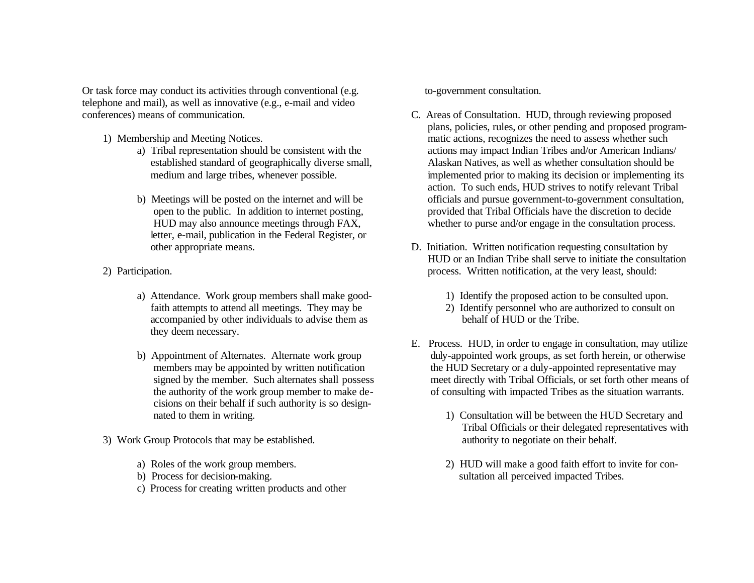Or task force may conduct its activities through conventional (e.g. telephone and mail), as well as innovative (e.g., e-mail and video conferences) means of communication.

1) Membership and Meeting Notices.
   a) Tribal representation should be consistent with the established standard of geographically diverse small, medium and large tribes, whenever possible.

   b) Meetings will be posted on the internet and will be open to the public. In addition to internet posting, HUD may also announce meetings through FAX, letter, e-mail, publication in the Federal Register, or other appropriate means.

2) Participation.

   a) Attendance. Work group members shall make good-faith attempts to attend all meetings. They may be accompanied by other individuals to advise them as they deem necessary.

   b) Appointment of Alternates. Alternate work group members may be appointed by written notification signed by the member. Such alternates shall possess the authority of the work group member to make decisions on their behalf if such authority is so designated to them in writing.

3) Work Group Protocols that may be established.

   a) Roles of the work group members.
   b) Process for decision-making.
   c) Process for creating written products and other to-government consultation.

C. Areas of Consultation. HUD, through reviewing proposed plans, policies, rules, or other pending and proposed programmatic actions, recognizes the need to assess whether such actions may impact Indian Tribes and/or American Indians/ Alaskan Natives, as well as whether consultation should be implemented prior to making its decision or implementing its action. To such ends, HUD strives to notify relevant Tribal officials and pursue government-to-government consultation, provided that Tribal Officials have the discretion to decide whether to purse and/or engage in the consultation process.

D. Initiation. Written notification requesting consultation by HUD or an Indian Tribe shall serve to initiate the consultation process. Written notification, at the very least, should:

   1) Identify the proposed action to be consulted upon.
   2) Identify personnel who are authorized to consult on behalf of HUD or the Tribe.

E. Process. HUD, in order to engage in consultation, may utilize duly-appointed work groups, as set forth herein, or otherwise the HUD Secretary or a duly-appointed representative may meet directly with Tribal Officials, or set forth other means of of consulting with impacted Tribes as the situation warrants.

   1) Consultation will be between the HUD Secretary and Tribal Officials or their delegated representatives with authority to negotiate on their behalf.

   2) HUD will make a good faith effort to invite for consultation all perceived impacted Tribes.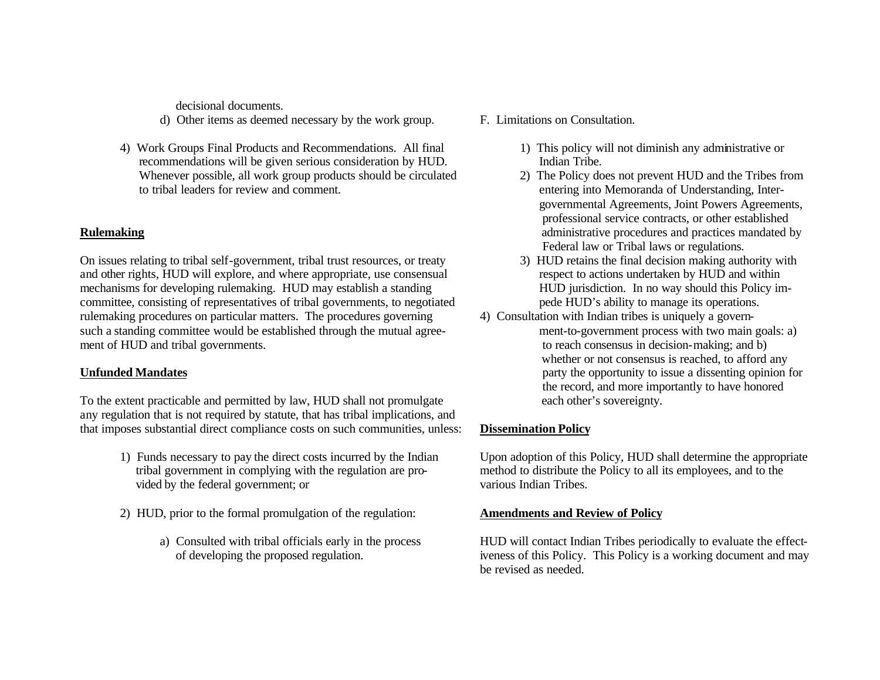decisional documents.

d) Other items as deemed necessary by the work group.

4) Work Groups Final Products and Recommendations. All final recommendations will be given serious consideration by HUD. Whenever possible, all work group products should be circulated to tribal leaders for review and comment.

**Rulemaking**

On issues relating to tribal self-government, tribal trust resources, or treaty and other rights, HUD will explore, and where appropriate, use consensual mechanisms for developing rulemaking. HUD may establish a standing committee, consisting of representatives of tribal governments, to negotiated rulemaking procedures on particular matters. The procedures governing such a standing committee would be established through the mutual agreement of HUD and tribal governments.

**Unfunded Mandates**

To the extent practicable and permitted by law, HUD shall not promulgate any regulation that is not required by statute, that has tribal implications, and that imposes substantial direct compliance costs on such communities, unless:

1) Funds necessary to pay the direct costs incurred by the Indian tribal government in complying with the regulation are provided by the federal government; or

2) HUD, prior to the formal promulgation of the regulation:

a) Consulted with tribal officials early in the process of developing the proposed regulation.

F. Limitations on Consultation.

1) This policy will not diminish any administrative or Indian Tribe.

2) The Policy does not prevent HUD and the Tribes from entering into Memoranda of Understanding, Inter-governmental Agreements, Joint Powers Agreements, professional service contracts, or other established administrative procedures and practices mandated by Federal law or Tribal laws or regulations.

3) HUD retains the final decision making authority with respect to actions undertaken by HUD and within HUD jurisdiction. In no way should this Policy impede HUD's ability to manage its operations.

4) Consultation with Indian tribes is uniquely a government-to-government process with two main goals: a) to reach consensus in decision-making; and b) whether or not consensus is reached, to afford any party the opportunity to issue a dissenting opinion for the record, and more importantly to have honored each other's sovereignty.

**Dissemination Policy**

Upon adoption of this Policy, HUD shall determine the appropriate method to distribute the Policy to all its employees, and to the various Indian Tribes.

**Amendments and Review of Policy**

HUD will contact Indian Tribes periodically to evaluate the effectiveness of this Policy. This Policy is a working document and may be revised as needed.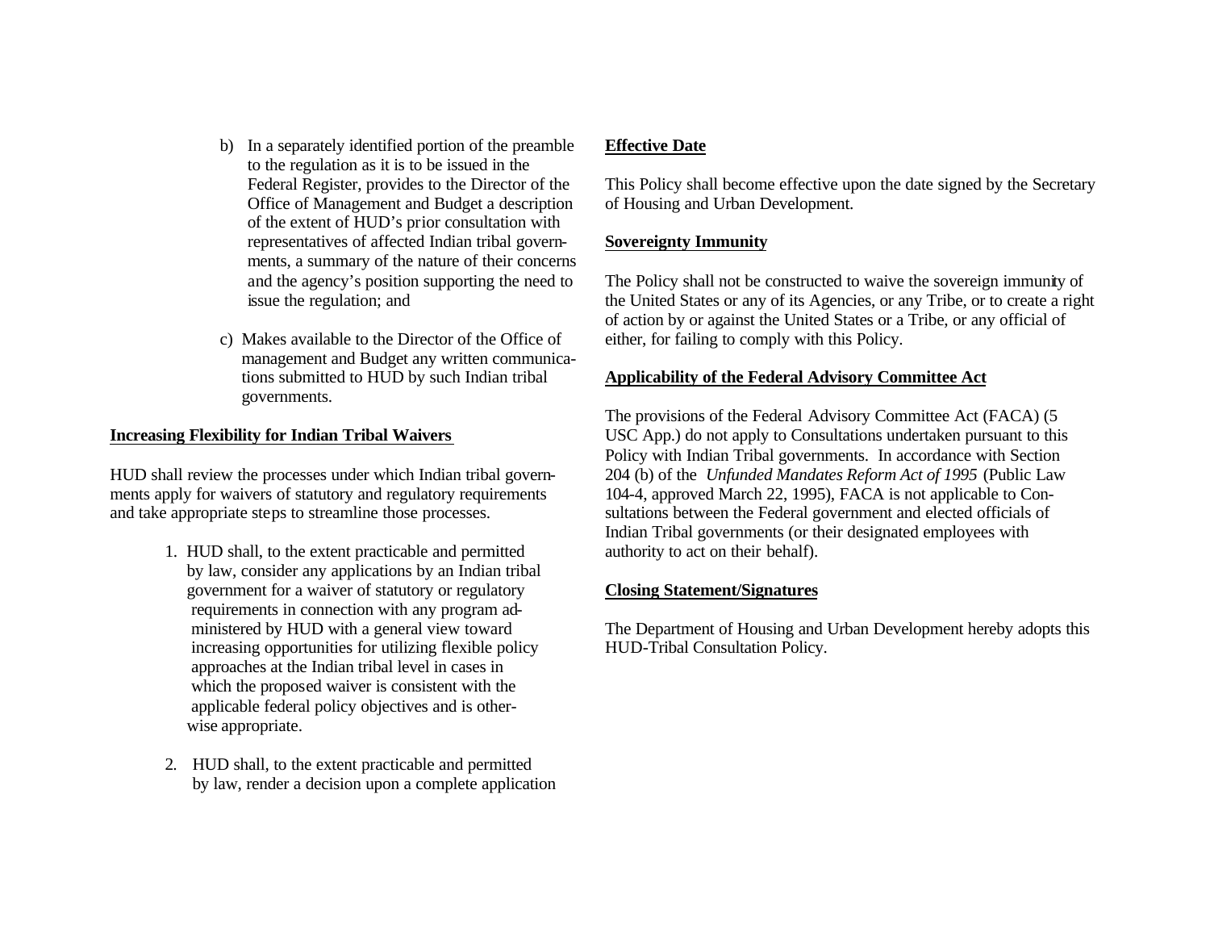b) In a separately identified portion of the preamble to the regulation as it is to be issued in the Federal Register, provides to the Director of the Office of Management and Budget a description of the extent of HUD's prior consultation with representatives of affected Indian tribal governments, a summary of the nature of their concerns and the agency's position supporting the need to issue the regulation; and

c) Makes available to the Director of the Office of management and Budget any written communications submitted to HUD by such Indian tribal governments.

**Increasing Flexibility for Indian Tribal Waivers**

HUD shall review the processes under which Indian tribal governments apply for waivers of statutory and regulatory requirements and take appropriate steps to streamline those processes.

1. HUD shall, to the extent practicable and permitted by law, consider any applications by an Indian tribal government for a waiver of statutory or regulatory requirements in connection with any program administered by HUD with a general view toward increasing opportunities for utilizing flexible policy approaches at the Indian tribal level in cases in which the proposed waiver is consistent with the applicable federal policy objectives and is otherwise appropriate.

2. HUD shall, to the extent practicable and permitted by law, render a decision upon a complete application

**Effective Date**

This Policy shall become effective upon the date signed by the Secretary of Housing and Urban Development.

**Sovereignty Immunity**

The Policy shall not be constructed to waive the sovereign immunity of the United States or any of its Agencies, or any Tribe, or to create a right of action by or against the United States or a Tribe, or any official of either, for failing to comply with this Policy.

**Applicability of the Federal Advisory Committee Act**

The provisions of the Federal Advisory Committee Act (FACA) (5 USC App.) do not apply to Consultations undertaken pursuant to this Policy with Indian Tribal governments. In accordance with Section 204 (b) of the *Unfunded Mandates Reform Act of 1995* (Public Law 104-4, approved March 22, 1995), FACA is not applicable to Consultations between the Federal government and elected officials of Indian Tribal governments (or their designated employees with authority to act on their behalf).

**Closing Statement/Signatures**

The Department of Housing and Urban Development hereby adopts this HUD-Tribal Consultation Policy.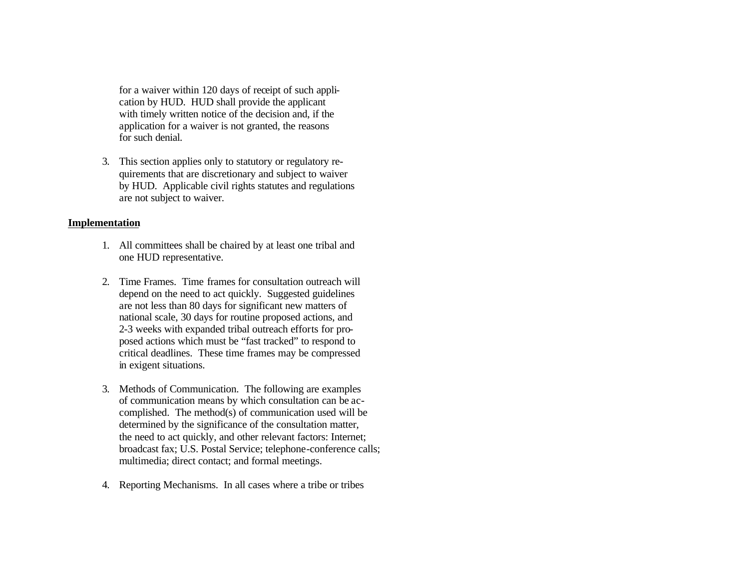for a waiver within 120 days of receipt of such application by HUD. HUD shall provide the applicant with timely written notice of the decision and, if the application for a waiver is not granted, the reasons for such denial.

3. This section applies only to statutory or regulatory requirements that are discretionary and subject to waiver by HUD. Applicable civil rights statutes and regulations are not subject to waiver.

**Implementation**

1. All committees shall be chaired by at least one tribal and one HUD representative.

2. Time Frames. Time frames for consultation outreach will depend on the need to act quickly. Suggested guidelines are not less than 80 days for significant new matters of national scale, 30 days for routine proposed actions, and 2-3 weeks with expanded tribal outreach efforts for proposed actions which must be "fast tracked" to respond to critical deadlines. These time frames may be compressed in exigent situations.

3. Methods of Communication. The following are examples of communication means by which consultation can be accomplished. The method(s) of communication used will be determined by the significance of the consultation matter, the need to act quickly, and other relevant factors: Internet; broadcast fax; U.S. Postal Service; telephone-conference calls; multimedia; direct contact; and formal meetings.

4. Reporting Mechanisms. In all cases where a tribe or tribes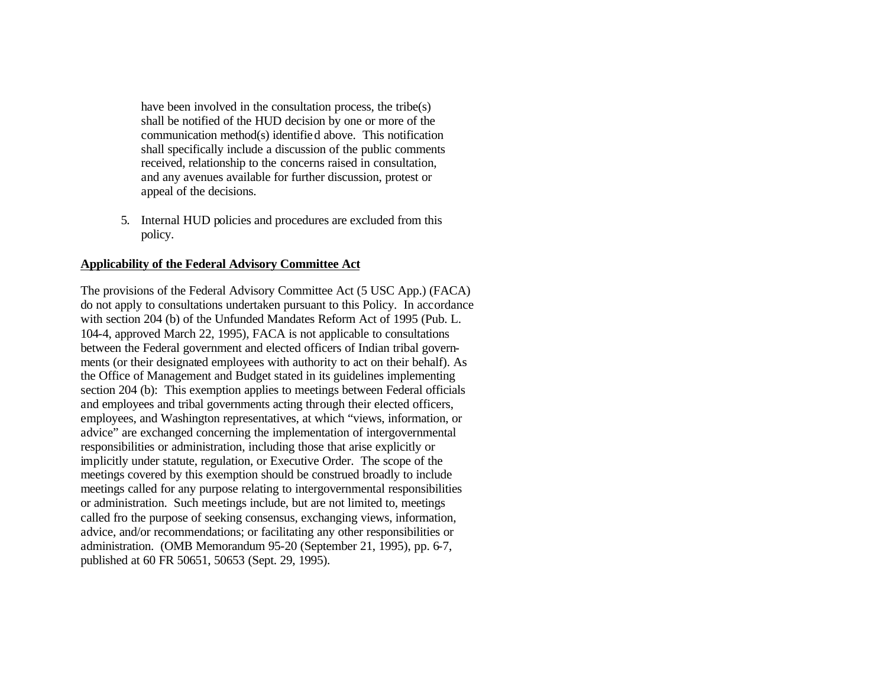have been involved in the consultation process, the tribe(s) shall be notified of the HUD decision by one or more of the communication method(s) identified above. This notification shall specifically include a discussion of the public comments received, relationship to the concerns raised in consultation, and any avenues available for further discussion, protest or appeal of the decisions.

5. Internal HUD policies and procedures are excluded from this policy.

**Applicability of the Federal Advisory Committee Act**

The provisions of the Federal Advisory Committee Act (5 USC App.) (FACA) do not apply to consultations undertaken pursuant to this Policy. In accordance with section 204 (b) of the Unfunded Mandates Reform Act of 1995 (Pub. L. 104-4, approved March 22, 1995), FACA is not applicable to consultations between the Federal government and elected officers of Indian tribal governments (or their designated employees with authority to act on their behalf). As the Office of Management and Budget stated in its guidelines implementing section 204 (b): This exemption applies to meetings between Federal officials and employees and tribal governments acting through their elected officers, employees, and Washington representatives, at which "views, information, or advice" are exchanged concerning the implementation of intergovernmental responsibilities or administration, including those that arise explicitly or implicitly under statute, regulation, or Executive Order. The scope of the meetings covered by this exemption should be construed broadly to include meetings called for any purpose relating to intergovernmental responsibilities or administration. Such meetings include, but are not limited to, meetings called fro the purpose of seeking consensus, exchanging views, information, advice, and/or recommendations; or facilitating any other responsibilities or administration. (OMB Memorandum 95-20 (September 21, 1995), pp. 6-7, published at 60 FR 50651, 50653 (Sept. 29, 1995).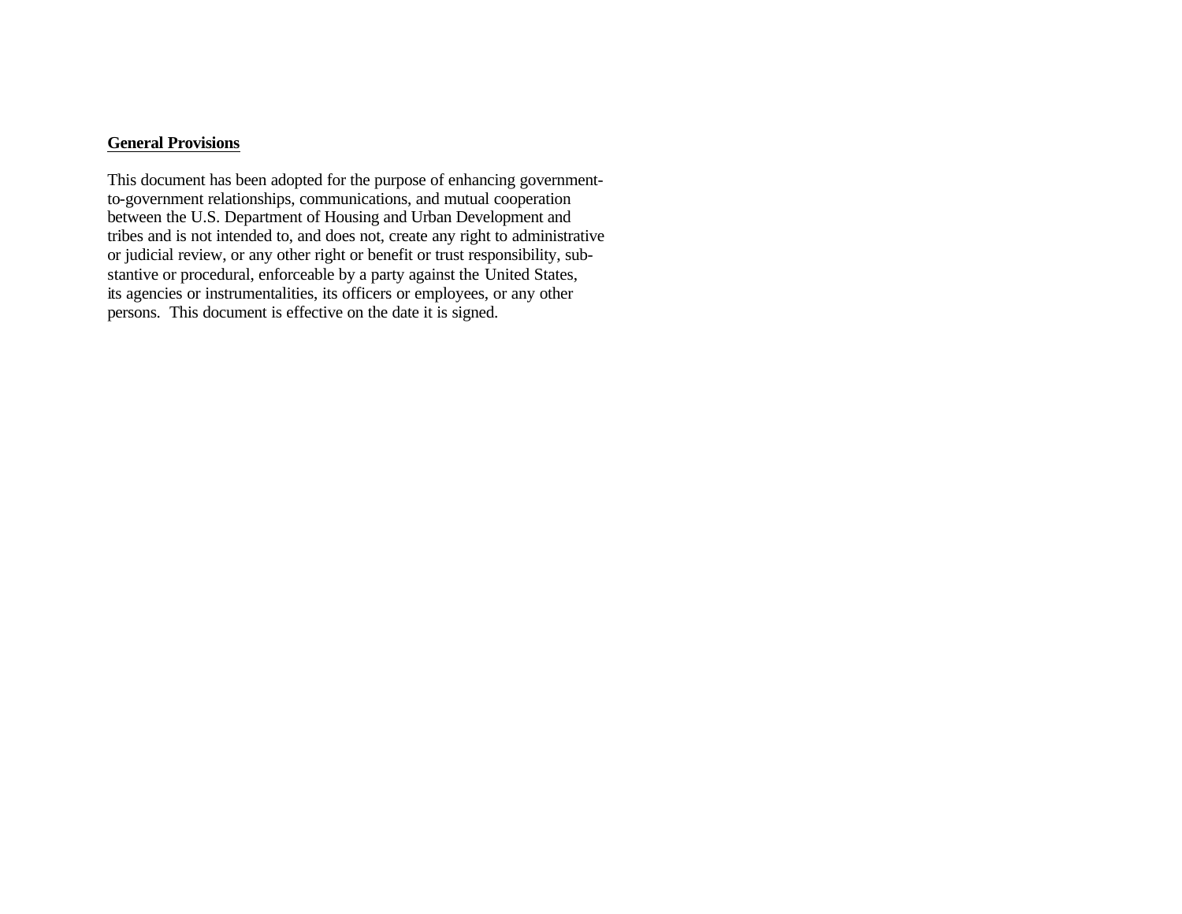**General Provisions**

This document has been adopted for the purpose of enhancing government-to-government relationships, communications, and mutual cooperation between the U.S. Department of Housing and Urban Development and tribes and is not intended to, and does not, create any right to administrative or judicial review, or any other right or benefit or trust responsibility, substantive or procedural, enforceable by a party against the United States, its agencies or instrumentalities, its officers or employees, or any other persons. This document is effective on the date it is signed.